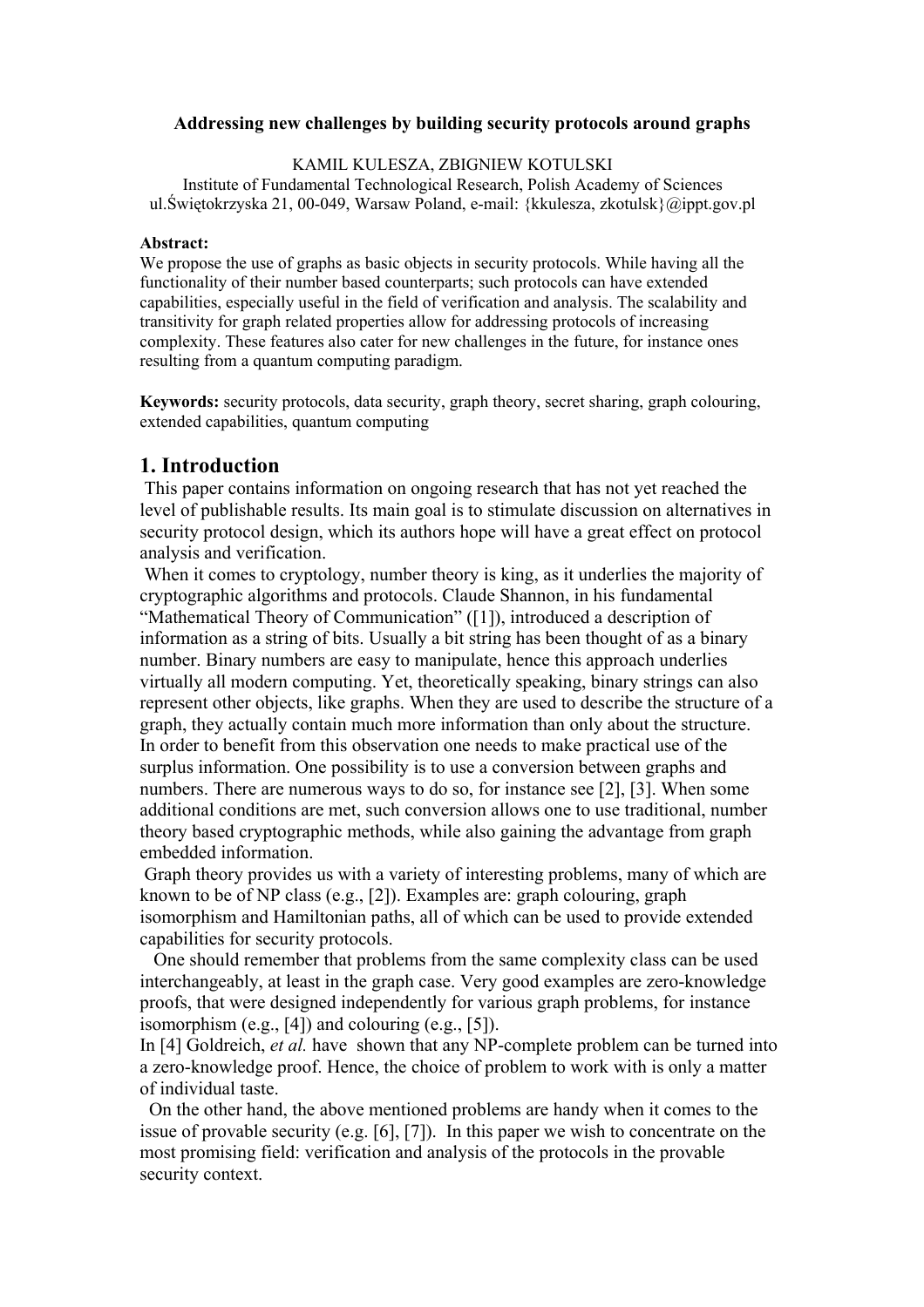**Addressing new challenges by building security protocols around graphs**

KAMIL KULESZA, ZBIGNIEW KOTULSKI
Institute of Fundamental Technological Research, Polish Academy of Sciences
ul.Świętokrzyska 21, 00-049, Warsaw Poland, e-mail: {kkulesza, zkotulsk}@ippt.gov.pl

**Abstract:**
We propose the use of graphs as basic objects in security protocols. While having all the functionality of their number based counterparts; such protocols can have extended capabilities, especially useful in the field of verification and analysis. The scalability and transitivity for graph related properties allow for addressing protocols of increasing complexity. These features also cater for new challenges in the future, for instance ones resulting from a quantum computing paradigm.

**Keywords:** security protocols, data security, graph theory, secret sharing, graph colouring, extended capabilities, quantum computing

# 1. Introduction

This paper contains information on ongoing research that has not yet reached the level of publishable results. Its main goal is to stimulate discussion on alternatives in security protocol design, which its authors hope will have a great effect on protocol analysis and verification.

When it comes to cryptology, number theory is king, as it underlies the majority of cryptographic algorithms and protocols. Claude Shannon, in his fundamental "Mathematical Theory of Communication" ([1]), introduced a description of information as a string of bits. Usually a bit string has been thought of as a binary number. Binary numbers are easy to manipulate, hence this approach underlies virtually all modern computing. Yet, theoretically speaking, binary strings can also represent other objects, like graphs. When they are used to describe the structure of a graph, they actually contain much more information than only about the structure. In order to benefit from this observation one needs to make practical use of the surplus information. One possibility is to use a conversion between graphs and numbers. There are numerous ways to do so, for instance see [2], [3]. When some additional conditions are met, such conversion allows one to use traditional, number theory based cryptographic methods, while also gaining the advantage from graph embedded information.

Graph theory provides us with a variety of interesting problems, many of which are known to be of NP class (e.g., [2]). Examples are: graph colouring, graph isomorphism and Hamiltonian paths, all of which can be used to provide extended capabilities for security protocols.

One should remember that problems from the same complexity class can be used interchangeably, at least in the graph case. Very good examples are zero-knowledge proofs, that were designed independently for various graph problems, for instance isomorphism (e.g., [4]) and colouring (e.g., [5]).

In [4] Goldreich, *et al.* have shown that any NP-complete problem can be turned into a zero-knowledge proof. Hence, the choice of problem to work with is only a matter of individual taste.

On the other hand, the above mentioned problems are handy when it comes to the issue of provable security (e.g. [6], [7]). In this paper we wish to concentrate on the most promising field: verification and analysis of the protocols in the provable security context.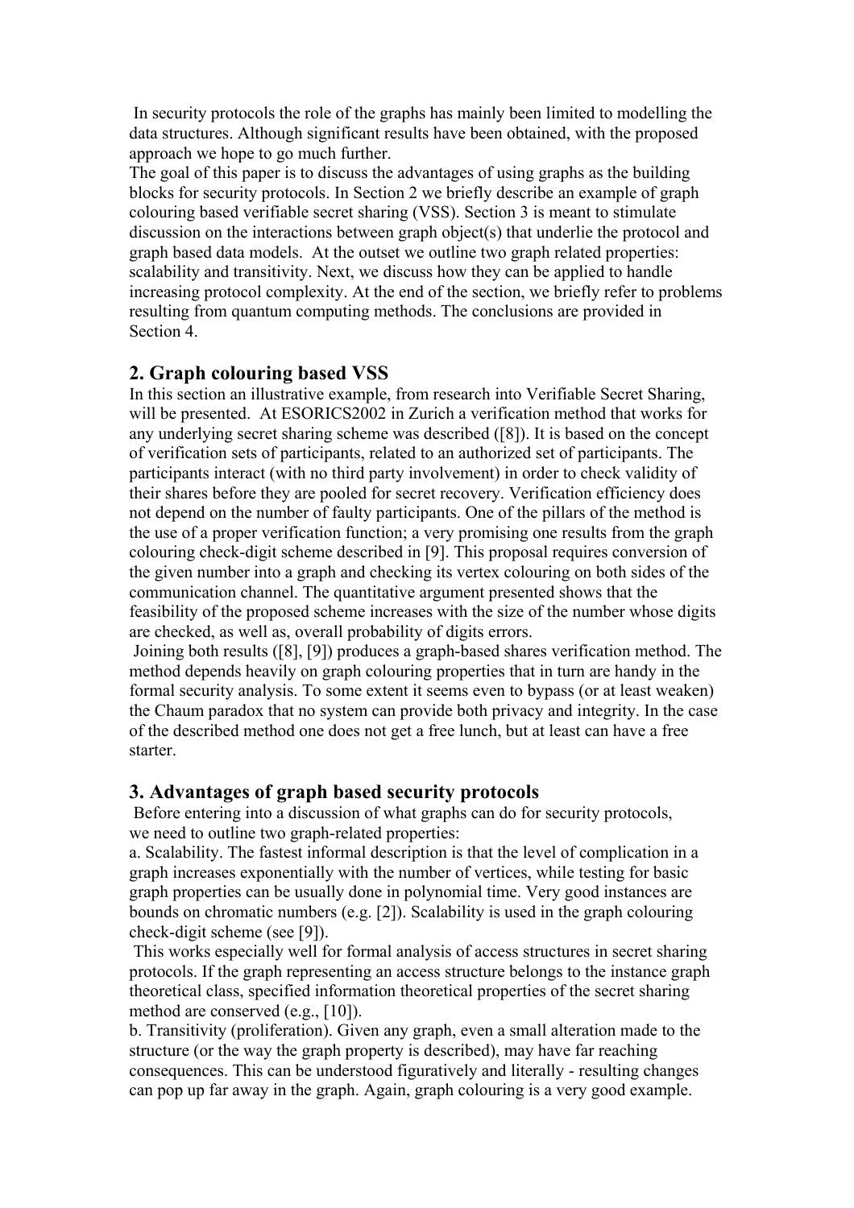In security protocols the role of the graphs has mainly been limited to modelling the data structures. Although significant results have been obtained, with the proposed approach we hope to go much further.

The goal of this paper is to discuss the advantages of using graphs as the building blocks for security protocols. In Section 2 we briefly describe an example of graph colouring based verifiable secret sharing (VSS). Section 3 is meant to stimulate discussion on the interactions between graph object(s) that underlie the protocol and graph based data models. At the outset we outline two graph related properties: scalability and transitivity. Next, we discuss how they can be applied to handle increasing protocol complexity. At the end of the section, we briefly refer to problems resulting from quantum computing methods. The conclusions are provided in Section 4.

## 2. Graph colouring based VSS

In this section an illustrative example, from research into Verifiable Secret Sharing, will be presented. At ESORICS2002 in Zurich a verification method that works for any underlying secret sharing scheme was described ([8]). It is based on the concept of verification sets of participants, related to an authorized set of participants. The participants interact (with no third party involvement) in order to check validity of their shares before they are pooled for secret recovery. Verification efficiency does not depend on the number of faulty participants. One of the pillars of the method is the use of a proper verification function; a very promising one results from the graph colouring check-digit scheme described in [9]. This proposal requires conversion of the given number into a graph and checking its vertex colouring on both sides of the communication channel. The quantitative argument presented shows that the feasibility of the proposed scheme increases with the size of the number whose digits are checked, as well as, overall probability of digits errors.

Joining both results ([8], [9]) produces a graph-based shares verification method. The method depends heavily on graph colouring properties that in turn are handy in the formal security analysis. To some extent it seems even to bypass (or at least weaken) the Chaum paradox that no system can provide both privacy and integrity. In the case of the described method one does not get a free lunch, but at least can have a free starter.

## 3. Advantages of graph based security protocols

Before entering into a discussion of what graphs can do for security protocols, we need to outline two graph-related properties:

a. Scalability. The fastest informal description is that the level of complication in a graph increases exponentially with the number of vertices, while testing for basic graph properties can be usually done in polynomial time. Very good instances are bounds on chromatic numbers (e.g. [2]). Scalability is used in the graph colouring check-digit scheme (see [9]).

This works especially well for formal analysis of access structures in secret sharing protocols. If the graph representing an access structure belongs to the instance graph theoretical class, specified information theoretical properties of the secret sharing method are conserved (e.g., [10]).

b. Transitivity (proliferation). Given any graph, even a small alteration made to the structure (or the way the graph property is described), may have far reaching consequences. This can be understood figuratively and literally - resulting changes can pop up far away in the graph. Again, graph colouring is a very good example.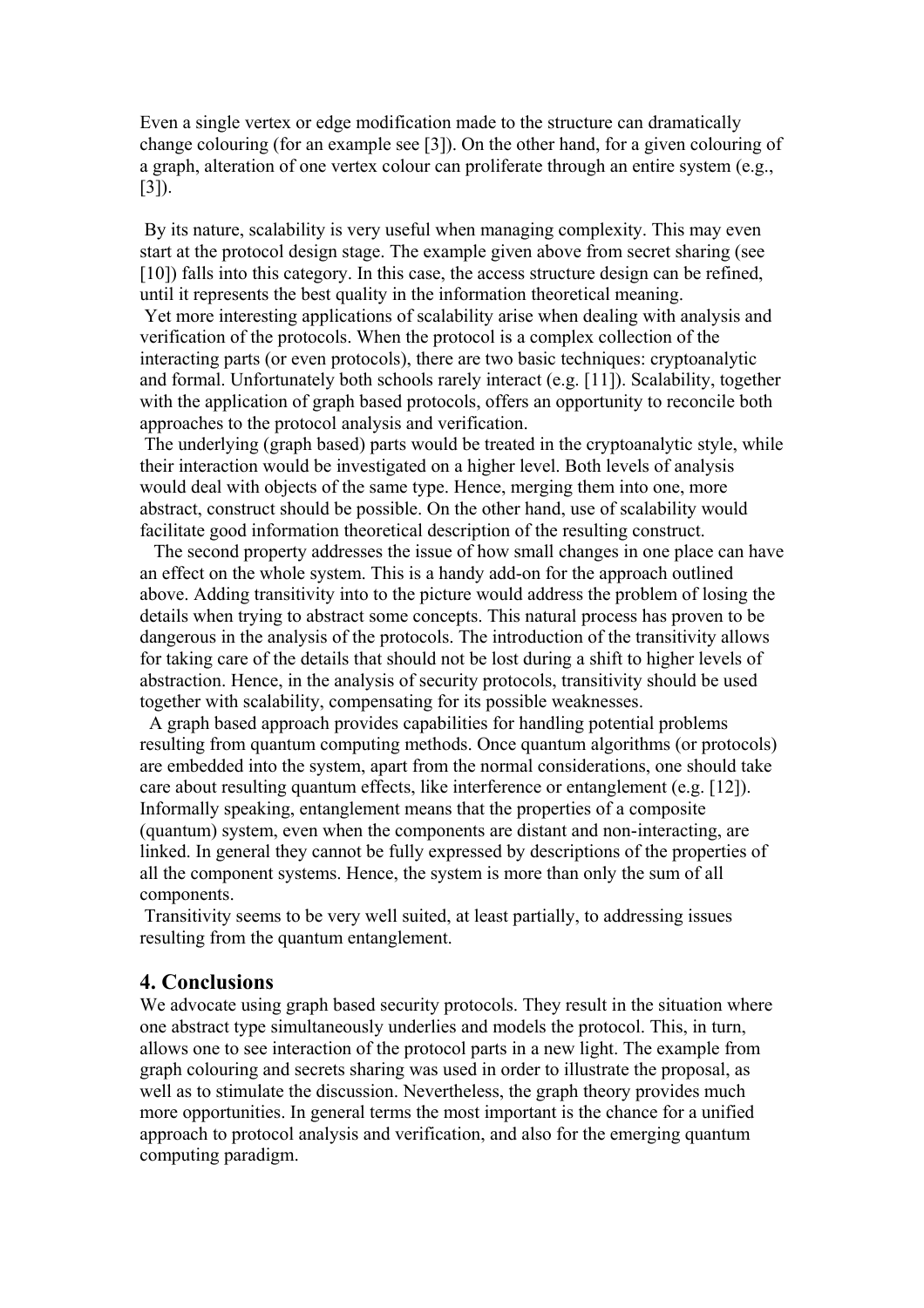Even a single vertex or edge modification made to the structure can dramatically change colouring (for an example see [3]). On the other hand, for a given colouring of a graph, alteration of one vertex colour can proliferate through an entire system (e.g., [3]).

By its nature, scalability is very useful when managing complexity. This may even start at the protocol design stage. The example given above from secret sharing (see [10]) falls into this category. In this case, the access structure design can be refined, until it represents the best quality in the information theoretical meaning.

Yet more interesting applications of scalability arise when dealing with analysis and verification of the protocols. When the protocol is a complex collection of the interacting parts (or even protocols), there are two basic techniques: cryptoanalytic and formal. Unfortunately both schools rarely interact (e.g. [11]). Scalability, together with the application of graph based protocols, offers an opportunity to reconcile both approaches to the protocol analysis and verification.

The underlying (graph based) parts would be treated in the cryptoanalytic style, while their interaction would be investigated on a higher level. Both levels of analysis would deal with objects of the same type. Hence, merging them into one, more abstract, construct should be possible. On the other hand, use of scalability would facilitate good information theoretical description of the resulting construct.

The second property addresses the issue of how small changes in one place can have an effect on the whole system. This is a handy add-on for the approach outlined above. Adding transitivity into to the picture would address the problem of losing the details when trying to abstract some concepts. This natural process has proven to be dangerous in the analysis of the protocols. The introduction of the transitivity allows for taking care of the details that should not be lost during a shift to higher levels of abstraction. Hence, in the analysis of security protocols, transitivity should be used together with scalability, compensating for its possible weaknesses.

A graph based approach provides capabilities for handling potential problems resulting from quantum computing methods. Once quantum algorithms (or protocols) are embedded into the system, apart from the normal considerations, one should take care about resulting quantum effects, like interference or entanglement (e.g. [12]). Informally speaking, entanglement means that the properties of a composite (quantum) system, even when the components are distant and non-interacting, are linked. In general they cannot be fully expressed by descriptions of the properties of all the component systems. Hence, the system is more than only the sum of all components.

Transitivity seems to be very well suited, at least partially, to addressing issues resulting from the quantum entanglement.

## 4. Conclusions

We advocate using graph based security protocols. They result in the situation where one abstract type simultaneously underlies and models the protocol. This, in turn, allows one to see interaction of the protocol parts in a new light. The example from graph colouring and secrets sharing was used in order to illustrate the proposal, as well as to stimulate the discussion. Nevertheless, the graph theory provides much more opportunities. In general terms the most important is the chance for a unified approach to protocol analysis and verification, and also for the emerging quantum computing paradigm.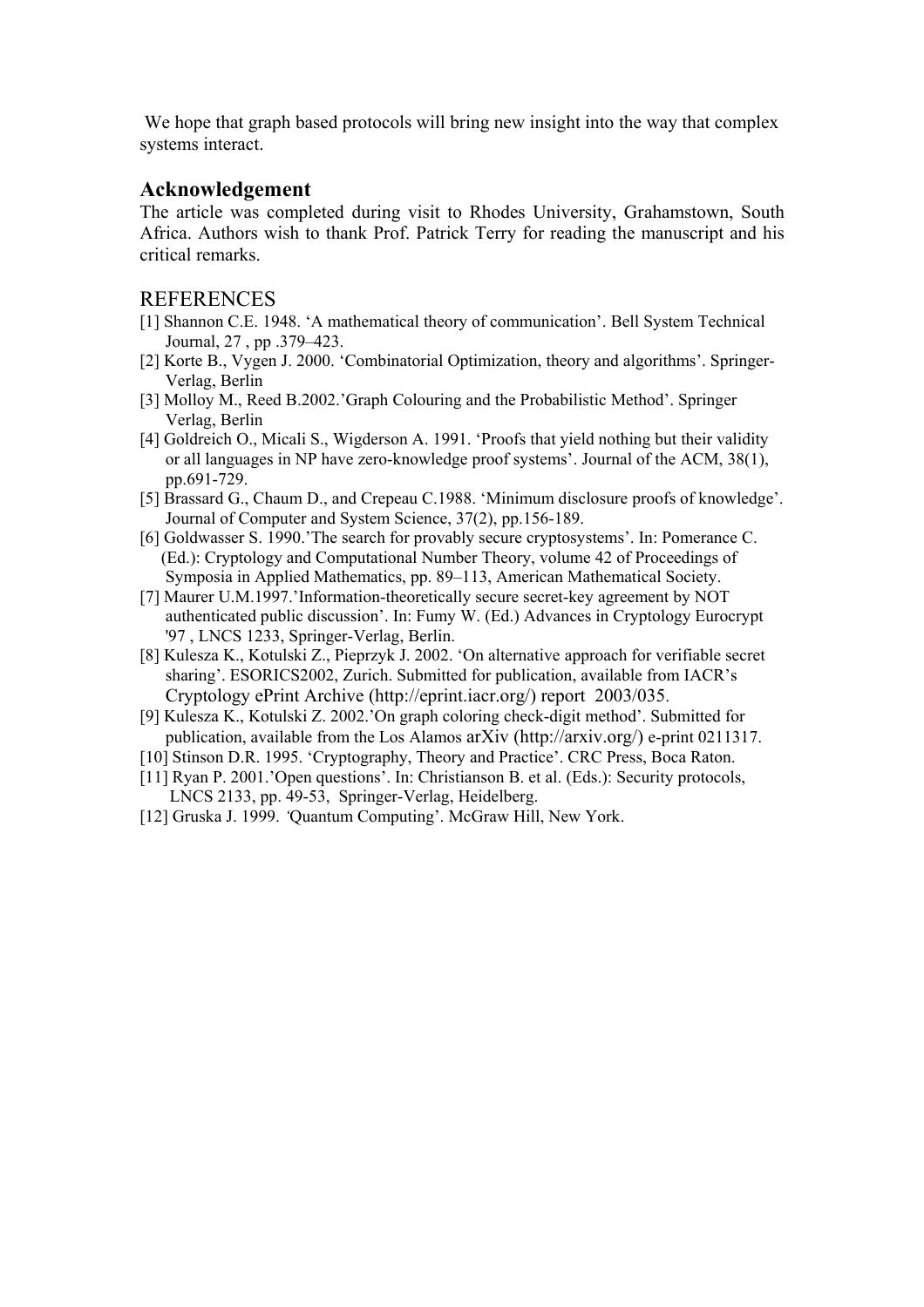We hope that graph based protocols will bring new insight into the way that complex systems interact.

## Acknowledgement

The article was completed during visit to Rhodes University, Grahamstown, South Africa. Authors wish to thank Prof. Patrick Terry for reading the manuscript and his critical remarks.

## REFERENCES

[1] Shannon C.E. 1948. 'A mathematical theory of communication'. Bell System Technical Journal, 27 , pp .379–423.

[2] Korte B., Vygen J. 2000. 'Combinatorial Optimization, theory and algorithms'. Springer-Verlag, Berlin

[3] Molloy M., Reed B.2002.'Graph Colouring and the Probabilistic Method'. Springer Verlag, Berlin

[4] Goldreich O., Micali S., Wigderson A. 1991. 'Proofs that yield nothing but their validity or all languages in NP have zero-knowledge proof systems'. Journal of the ACM, 38(1), pp.691-729.

[5] Brassard G., Chaum D., and Crepeau C.1988. 'Minimum disclosure proofs of knowledge'. Journal of Computer and System Science, 37(2), pp.156-189.

[6] Goldwasser S. 1990.'The search for provably secure cryptosystems'. In: Pomerance C. (Ed.): Cryptology and Computational Number Theory, volume 42 of Proceedings of Symposia in Applied Mathematics, pp. 89–113, American Mathematical Society.

[7] Maurer U.M.1997.'Information-theoretically secure secret-key agreement by NOT authenticated public discussion'. In: Fumy W. (Ed.) Advances in Cryptology Eurocrypt '97 , LNCS 1233, Springer-Verlag, Berlin.

[8] Kulesza K., Kotulski Z., Pieprzyk J. 2002. 'On alternative approach for verifiable secret sharing'. ESORICS2002, Zurich. Submitted for publication, available from IACR's Cryptology ePrint Archive (http://eprint.iacr.org/) report 2003/035.

[9] Kulesza K., Kotulski Z. 2002.'On graph coloring check-digit method'. Submitted for publication, available from the Los Alamos arXiv (http://arxiv.org/) e-print 0211317.

[10] Stinson D.R. 1995. 'Cryptography, Theory and Practice'. CRC Press, Boca Raton.

[11] Ryan P. 2001.'Open questions'. In: Christianson B. et al. (Eds.): Security protocols, LNCS 2133, pp. 49-53, Springer-Verlag, Heidelberg.

[12] Gruska J. 1999. 'Quantum Computing'. McGraw Hill, New York.